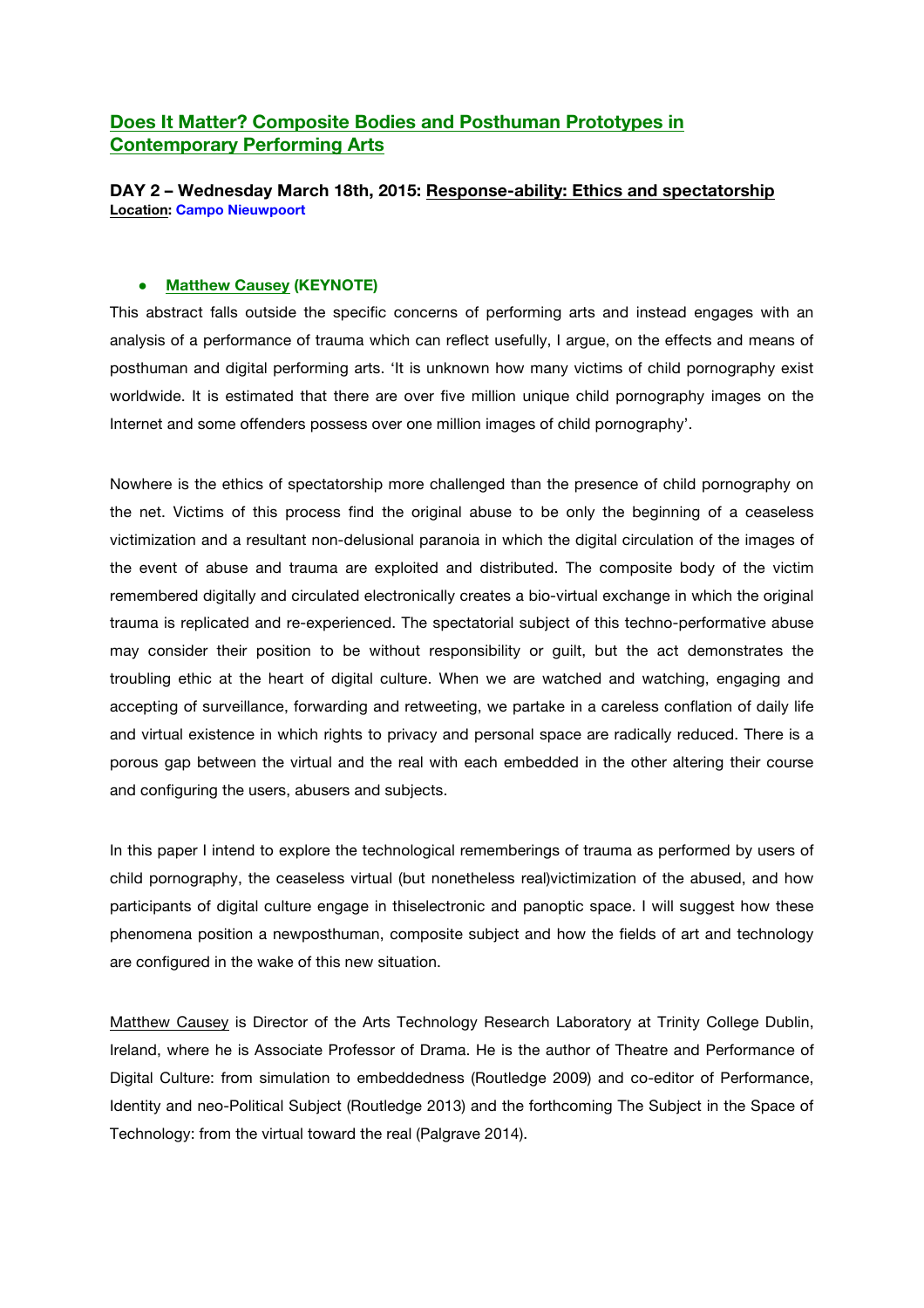# Does It Matter? Composite Bodies and Posthuman Prototypes in Contemporary Performing Arts

**DAY 2 – Wednesday March 18th, 2015: Response-ability: Ethics and spectatorship**
**Location: Campo Nieuwpoort**

- **Matthew Causey (KEYNOTE)**

This abstract falls outside the specific concerns of performing arts and instead engages with an analysis of a performance of trauma which can reflect usefully, I argue, on the effects and means of posthuman and digital performing arts. 'It is unknown how many victims of child pornography exist worldwide. It is estimated that there are over five million unique child pornography images on the Internet and some offenders possess over one million images of child pornography'.

Nowhere is the ethics of spectatorship more challenged than the presence of child pornography on the net. Victims of this process find the original abuse to be only the beginning of a ceaseless victimization and a resultant non-delusional paranoia in which the digital circulation of the images of the event of abuse and trauma are exploited and distributed. The composite body of the victim remembered digitally and circulated electronically creates a bio-virtual exchange in which the original trauma is replicated and re-experienced. The spectatorial subject of this techno-performative abuse may consider their position to be without responsibility or guilt, but the act demonstrates the troubling ethic at the heart of digital culture. When we are watched and watching, engaging and accepting of surveillance, forwarding and retweeting, we partake in a careless conflation of daily life and virtual existence in which rights to privacy and personal space are radically reduced. There is a porous gap between the virtual and the real with each embedded in the other altering their course and configuring the users, abusers and subjects.

In this paper I intend to explore the technological rememberings of trauma as performed by users of child pornography, the ceaseless virtual (but nonetheless real)victimization of the abused, and how participants of digital culture engage in thiselectronic and panoptic space. I will suggest how these phenomena position a newposthuman, composite subject and how the fields of art and technology are configured in the wake of this new situation.

Matthew Causey is Director of the Arts Technology Research Laboratory at Trinity College Dublin, Ireland, where he is Associate Professor of Drama. He is the author of Theatre and Performance of Digital Culture: from simulation to embeddedness (Routledge 2009) and co-editor of Performance, Identity and neo-Political Subject (Routledge 2013) and the forthcoming The Subject in the Space of Technology: from the virtual toward the real (Palgrave 2014).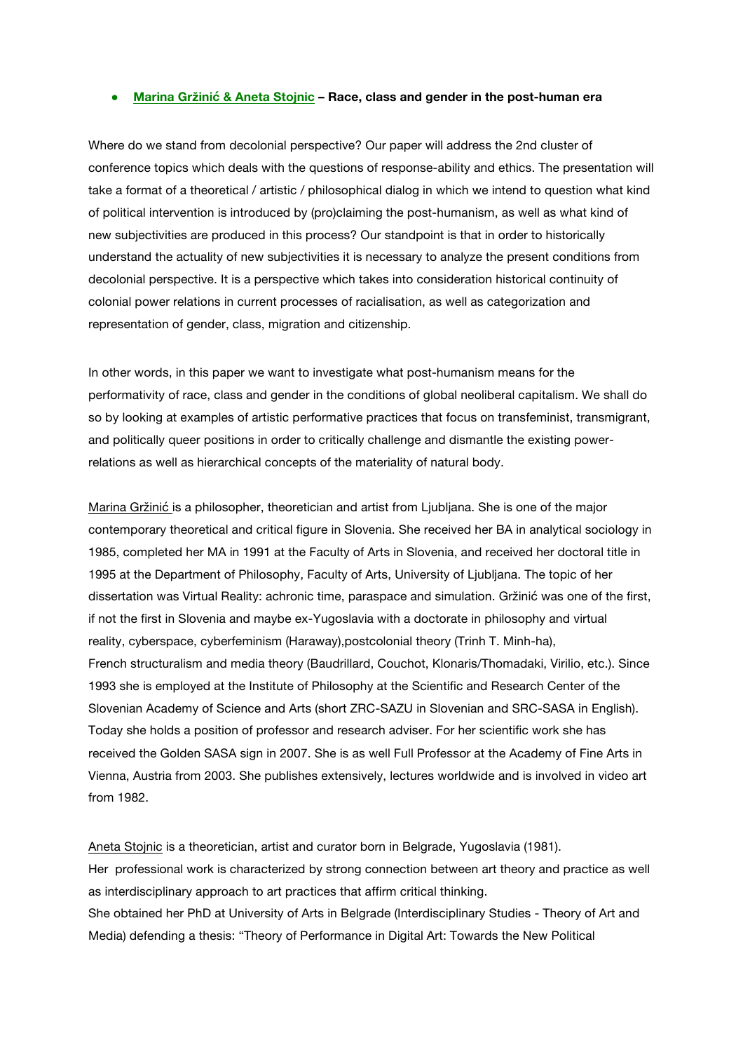- **Marina Gržinić & Aneta Stojnic – Race, class and gender in the post-human era**

Where do we stand from decolonial perspective? Our paper will address the 2nd cluster of conference topics which deals with the questions of response-ability and ethics. The presentation will take a format of a theoretical / artistic / philosophical dialog in which we intend to question what kind of political intervention is introduced by (pro)claiming the post-humanism, as well as what kind of new subjectivities are produced in this process? Our standpoint is that in order to historically understand the actuality of new subjectivities it is necessary to analyze the present conditions from decolonial perspective. It is a perspective which takes into consideration historical continuity of colonial power relations in current processes of racialisation, as well as categorization and representation of gender, class, migration and citizenship.

In other words, in this paper we want to investigate what post-humanism means for the performativity of race, class and gender in the conditions of global neoliberal capitalism. We shall do so by looking at examples of artistic performative practices that focus on transfeminist, transmigrant, and politically queer positions in order to critically challenge and dismantle the existing power-relations as well as hierarchical concepts of the materiality of natural body.

Marina Gržinić is a philosopher, theoretician and artist from Ljubljana. She is one of the major contemporary theoretical and critical figure in Slovenia. She received her BA in analytical sociology in 1985, completed her MA in 1991 at the Faculty of Arts in Slovenia, and received her doctoral title in 1995 at the Department of Philosophy, Faculty of Arts, University of Ljubljana. The topic of her dissertation was Virtual Reality: achronic time, paraspace and simulation. Gržinić was one of the first, if not the first in Slovenia and maybe ex-Yugoslavia with a doctorate in philosophy and virtual reality, cyberspace, cyberfeminism (Haraway),postcolonial theory (Trinh T. Minh-ha), French structuralism and media theory (Baudrillard, Couchot, Klonaris/Thomadaki, Virilio, etc.). Since 1993 she is employed at the Institute of Philosophy at the Scientific and Research Center of the Slovenian Academy of Science and Arts (short ZRC-SAZU in Slovenian and SRC-SASA in English). Today she holds a position of professor and research adviser. For her scientific work she has received the Golden SASA sign in 2007. She is as well Full Professor at the Academy of Fine Arts in Vienna, Austria from 2003. She publishes extensively, lectures worldwide and is involved in video art from 1982.

Aneta Stojnic is a theoretician, artist and curator born in Belgrade, Yugoslavia (1981).
Her professional work is characterized by strong connection between art theory and practice as well as interdisciplinary approach to art practices that affirm critical thinking.
She obtained her PhD at University of Arts in Belgrade (Interdisciplinary Studies - Theory of Art and Media) defending a thesis: "Theory of Performance in Digital Art: Towards the New Political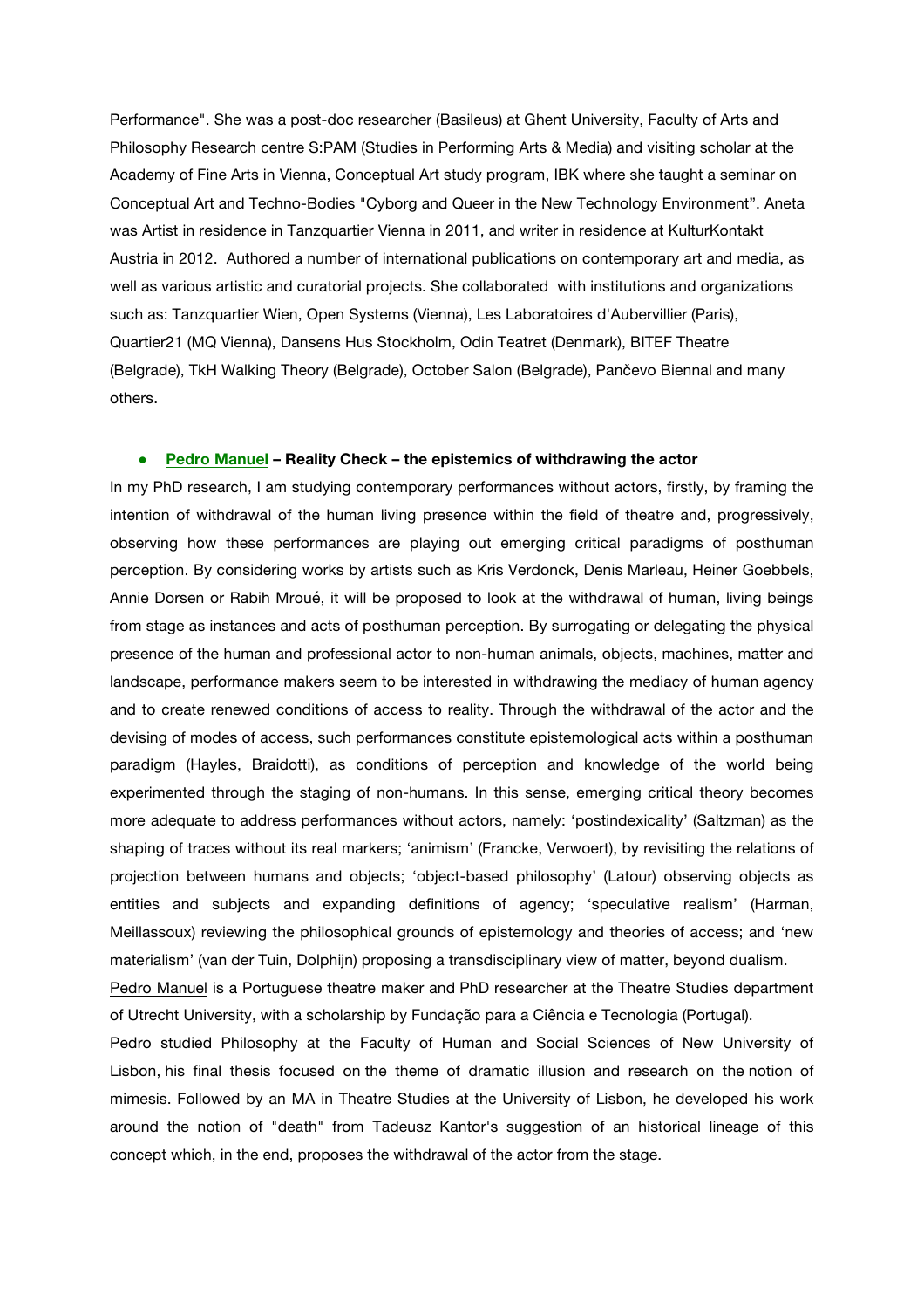Performance". She was a post-doc researcher (Basileus) at Ghent University, Faculty of Arts and Philosophy Research centre S:PAM (Studies in Performing Arts & Media) and visiting scholar at the Academy of Fine Arts in Vienna, Conceptual Art study program, IBK where she taught a seminar on Conceptual Art and Techno-Bodies "Cyborg and Queer in the New Technology Environment". Aneta was Artist in residence in Tanzquartier Vienna in 2011, and writer in residence at KulturKontakt Austria in 2012. Authored a number of international publications on contemporary art and media, as well as various artistic and curatorial projects. She collaborated with institutions and organizations such as: Tanzquartier Wien, Open Systems (Vienna), Les Laboratoires d'Aubervillier (Paris), Quartier21 (MQ Vienna), Dansens Hus Stockholm, Odin Teatret (Denmark), BITEF Theatre (Belgrade), TkH Walking Theory (Belgrade), October Salon (Belgrade), Pančevo Biennal and many others.

- **Pedro Manuel – Reality Check – the epistemics of withdrawing the actor**

In my PhD research, I am studying contemporary performances without actors, firstly, by framing the intention of withdrawal of the human living presence within the field of theatre and, progressively, observing how these performances are playing out emerging critical paradigms of posthuman perception. By considering works by artists such as Kris Verdonck, Denis Marleau, Heiner Goebbels, Annie Dorsen or Rabih Mroué, it will be proposed to look at the withdrawal of human, living beings from stage as instances and acts of posthuman perception. By surrogating or delegating the physical presence of the human and professional actor to non-human animals, objects, machines, matter and landscape, performance makers seem to be interested in withdrawing the mediacy of human agency and to create renewed conditions of access to reality. Through the withdrawal of the actor and the devising of modes of access, such performances constitute epistemological acts within a posthuman paradigm (Hayles, Braidotti), as conditions of perception and knowledge of the world being experimented through the staging of non-humans. In this sense, emerging critical theory becomes more adequate to address performances without actors, namely: 'postindexicality' (Saltzman) as the shaping of traces without its real markers; 'animism' (Francke, Verwoert), by revisiting the relations of projection between humans and objects; 'object-based philosophy' (Latour) observing objects as entities and subjects and expanding definitions of agency; 'speculative realism' (Harman, Meillassoux) reviewing the philosophical grounds of epistemology and theories of access; and 'new materialism' (van der Tuin, Dolphijn) proposing a transdisciplinary view of matter, beyond dualism.

Pedro Manuel is a Portuguese theatre maker and PhD researcher at the Theatre Studies department of Utrecht University, with a scholarship by Fundação para a Ciência e Tecnologia (Portugal).

Pedro studied Philosophy at the Faculty of Human and Social Sciences of New University of Lisbon, his final thesis focused on the theme of dramatic illusion and research on the notion of mimesis. Followed by an MA in Theatre Studies at the University of Lisbon, he developed his work around the notion of "death" from Tadeusz Kantor's suggestion of an historical lineage of this concept which, in the end, proposes the withdrawal of the actor from the stage.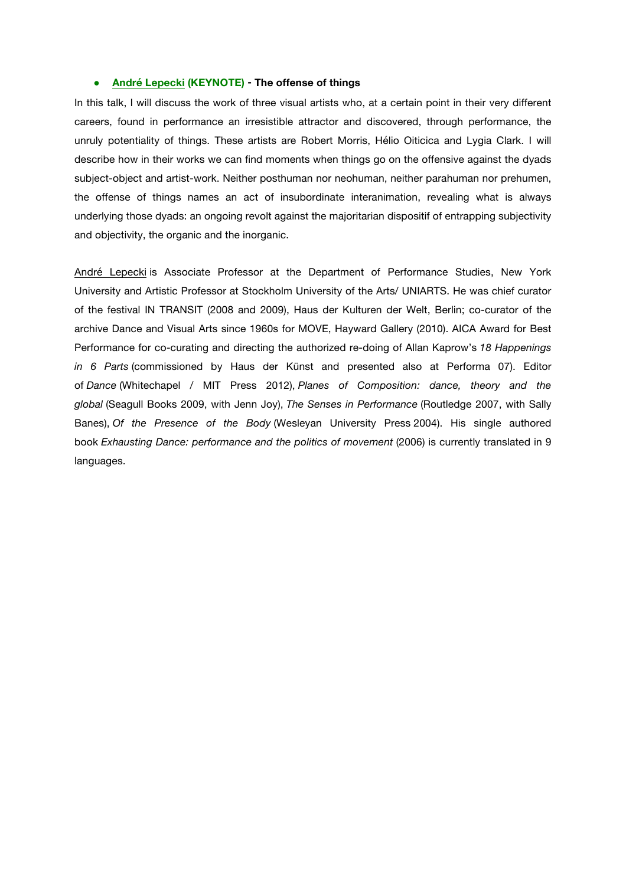- **André Lepecki (KEYNOTE) - The offense of things**

In this talk, I will discuss the work of three visual artists who, at a certain point in their very different careers, found in performance an irresistible attractor and discovered, through performance, the unruly potentiality of things. These artists are Robert Morris, Hélio Oiticica and Lygia Clark. I will describe how in their works we can find moments when things go on the offensive against the dyads subject-object and artist-work. Neither posthuman nor neohuman, neither parahuman nor prehumen, the offense of things names an act of insubordinate interanimation, revealing what is always underlying those dyads: an ongoing revolt against the majoritarian dispositif of entrapping subjectivity and objectivity, the organic and the inorganic.

André Lepecki is Associate Professor at the Department of Performance Studies, New York University and Artistic Professor at Stockholm University of the Arts/ UNIARTS. He was chief curator of the festival IN TRANSIT (2008 and 2009), Haus der Kulturen der Welt, Berlin; co-curator of the archive Dance and Visual Arts since 1960s for MOVE, Hayward Gallery (2010). AICA Award for Best Performance for co-curating and directing the authorized re-doing of Allan Kaprow's *18 Happenings in 6 Parts* (commissioned by Haus der Künst and presented also at Performa 07). Editor of *Dance* (Whitechapel / MIT Press 2012), *Planes of Composition: dance, theory and the global* (Seagull Books 2009, with Jenn Joy), *The Senses in Performance* (Routledge 2007, with Sally Banes), *Of the Presence of the Body* (Wesleyan University Press 2004). His single authored book *Exhausting Dance: performance and the politics of movement* (2006) is currently translated in 9 languages.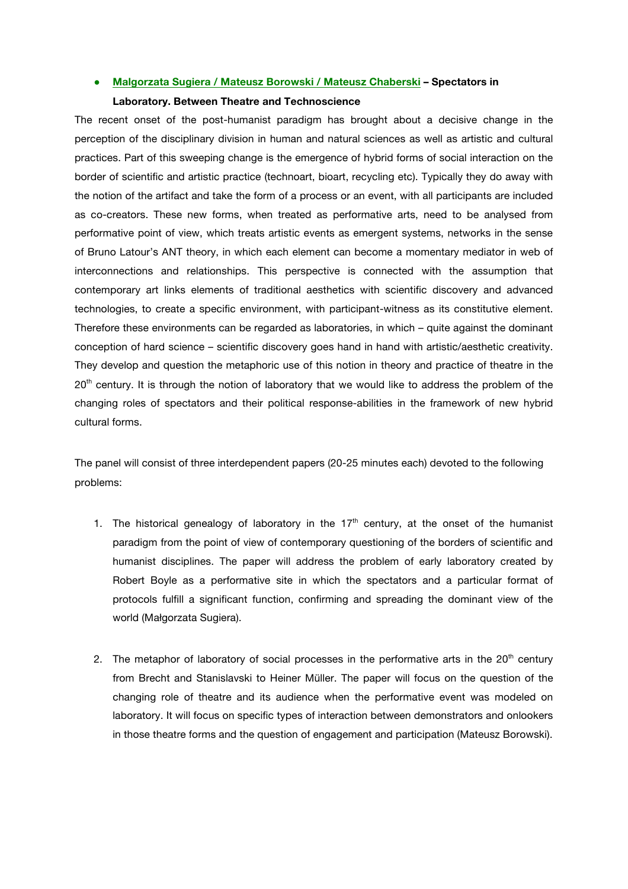- **Malgorzata Sugiera / Mateusz Borowski / Mateusz Chaberski – Spectators in Laboratory. Between Theatre and Technoscience**

The recent onset of the post-humanist paradigm has brought about a decisive change in the perception of the disciplinary division in human and natural sciences as well as artistic and cultural practices. Part of this sweeping change is the emergence of hybrid forms of social interaction on the border of scientific and artistic practice (technoart, bioart, recycling etc). Typically they do away with the notion of the artifact and take the form of a process or an event, with all participants are included as co-creators. These new forms, when treated as performative arts, need to be analysed from performative point of view, which treats artistic events as emergent systems, networks in the sense of Bruno Latour's ANT theory, in which each element can become a momentary mediator in web of interconnections and relationships. This perspective is connected with the assumption that contemporary art links elements of traditional aesthetics with scientific discovery and advanced technologies, to create a specific environment, with participant-witness as its constitutive element. Therefore these environments can be regarded as laboratories, in which – quite against the dominant conception of hard science – scientific discovery goes hand in hand with artistic/aesthetic creativity. They develop and question the metaphoric use of this notion in theory and practice of theatre in the 20th century. It is through the notion of laboratory that we would like to address the problem of the changing roles of spectators and their political response-abilities in the framework of new hybrid cultural forms.

The panel will consist of three interdependent papers (20-25 minutes each) devoted to the following problems:

1. The historical genealogy of laboratory in the 17th century, at the onset of the humanist paradigm from the point of view of contemporary questioning of the borders of scientific and humanist disciplines. The paper will address the problem of early laboratory created by Robert Boyle as a performative site in which the spectators and a particular format of protocols fulfill a significant function, confirming and spreading the dominant view of the world (Małgorzata Sugiera).

2. The metaphor of laboratory of social processes in the performative arts in the 20th century from Brecht and Stanislavski to Heiner Müller. The paper will focus on the question of the changing role of theatre and its audience when the performative event was modeled on laboratory. It will focus on specific types of interaction between demonstrators and onlookers in those theatre forms and the question of engagement and participation (Mateusz Borowski).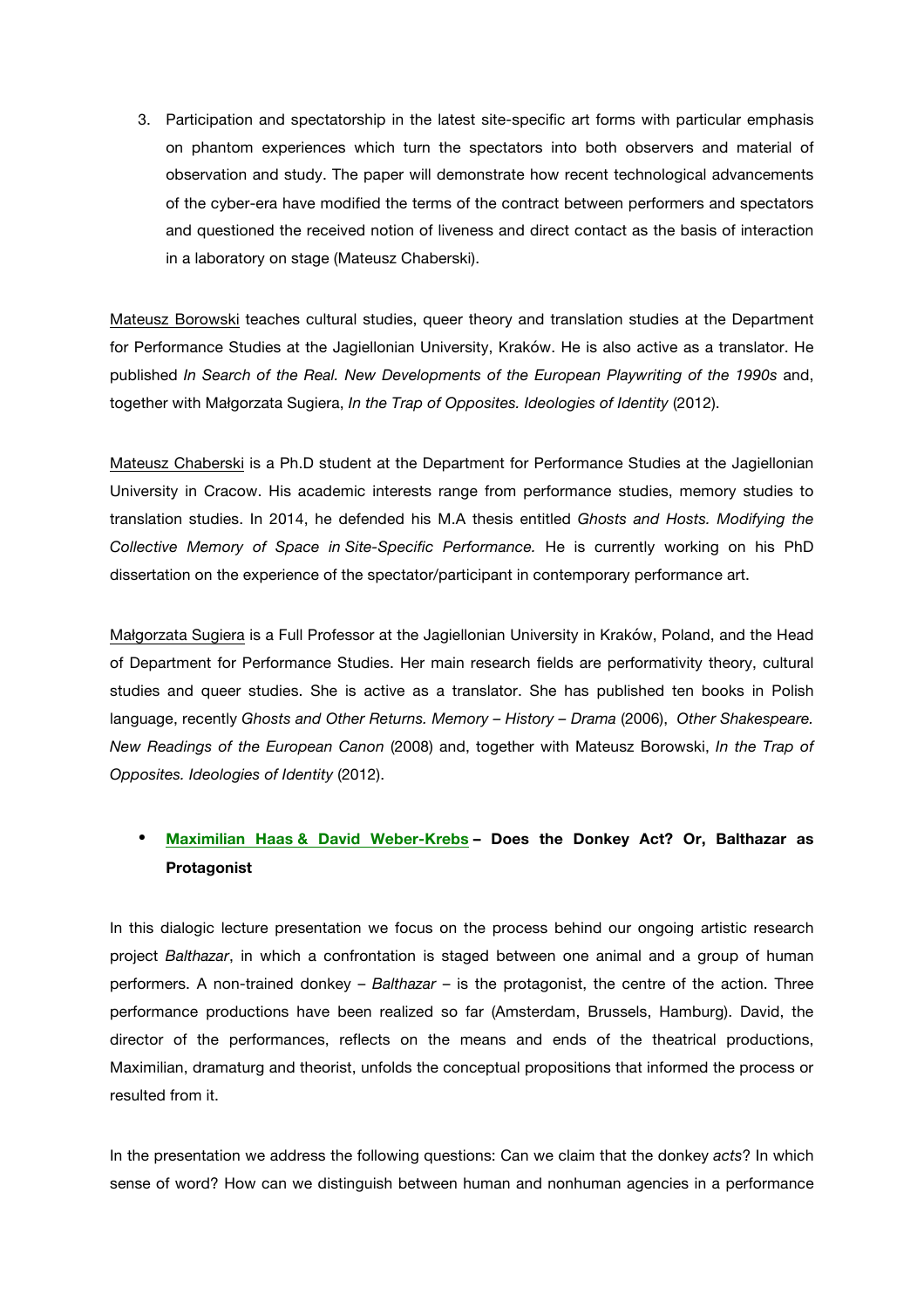3. Participation and spectatorship in the latest site-specific art forms with particular emphasis on phantom experiences which turn the spectators into both observers and material of observation and study. The paper will demonstrate how recent technological advancements of the cyber-era have modified the terms of the contract between performers and spectators and questioned the received notion of liveness and direct contact as the basis of interaction in a laboratory on stage (Mateusz Chaberski).

Mateusz Borowski teaches cultural studies, queer theory and translation studies at the Department for Performance Studies at the Jagiellonian University, Kraków. He is also active as a translator. He published *In Search of the Real. New Developments of the European Playwriting of the 1990s* and, together with Małgorzata Sugiera, *In the Trap of Opposites. Ideologies of Identity* (2012).

Mateusz Chaberski is a Ph.D student at the Department for Performance Studies at the Jagiellonian University in Cracow. His academic interests range from performance studies, memory studies to translation studies. In 2014, he defended his M.A thesis entitled *Ghosts and Hosts. Modifying the Collective Memory of Space in Site-Specific Performance.* He is currently working on his PhD dissertation on the experience of the spectator/participant in contemporary performance art.

Małgorzata Sugiera is a Full Professor at the Jagiellonian University in Kraków, Poland, and the Head of Department for Performance Studies. Her main research fields are performativity theory, cultural studies and queer studies. She is active as a translator. She has published ten books in Polish language, recently *Ghosts and Other Returns. Memory – History – Drama* (2006), *Other Shakespeare. New Readings of the European Canon* (2008) and, together with Mateusz Borowski, *In the Trap of Opposites. Ideologies of Identity* (2012).

- **Maximilian Haas & David Weber-Krebs – Does the Donkey Act? Or, Balthazar as Protagonist**

In this dialogic lecture presentation we focus on the process behind our ongoing artistic research project *Balthazar*, in which a confrontation is staged between one animal and a group of human performers. A non-trained donkey – *Balthazar* – is the protagonist, the centre of the action. Three performance productions have been realized so far (Amsterdam, Brussels, Hamburg). David, the director of the performances, reflects on the means and ends of the theatrical productions, Maximilian, dramaturg and theorist, unfolds the conceptual propositions that informed the process or resulted from it.

In the presentation we address the following questions: Can we claim that the donkey *acts*? In which sense of word? How can we distinguish between human and nonhuman agencies in a performance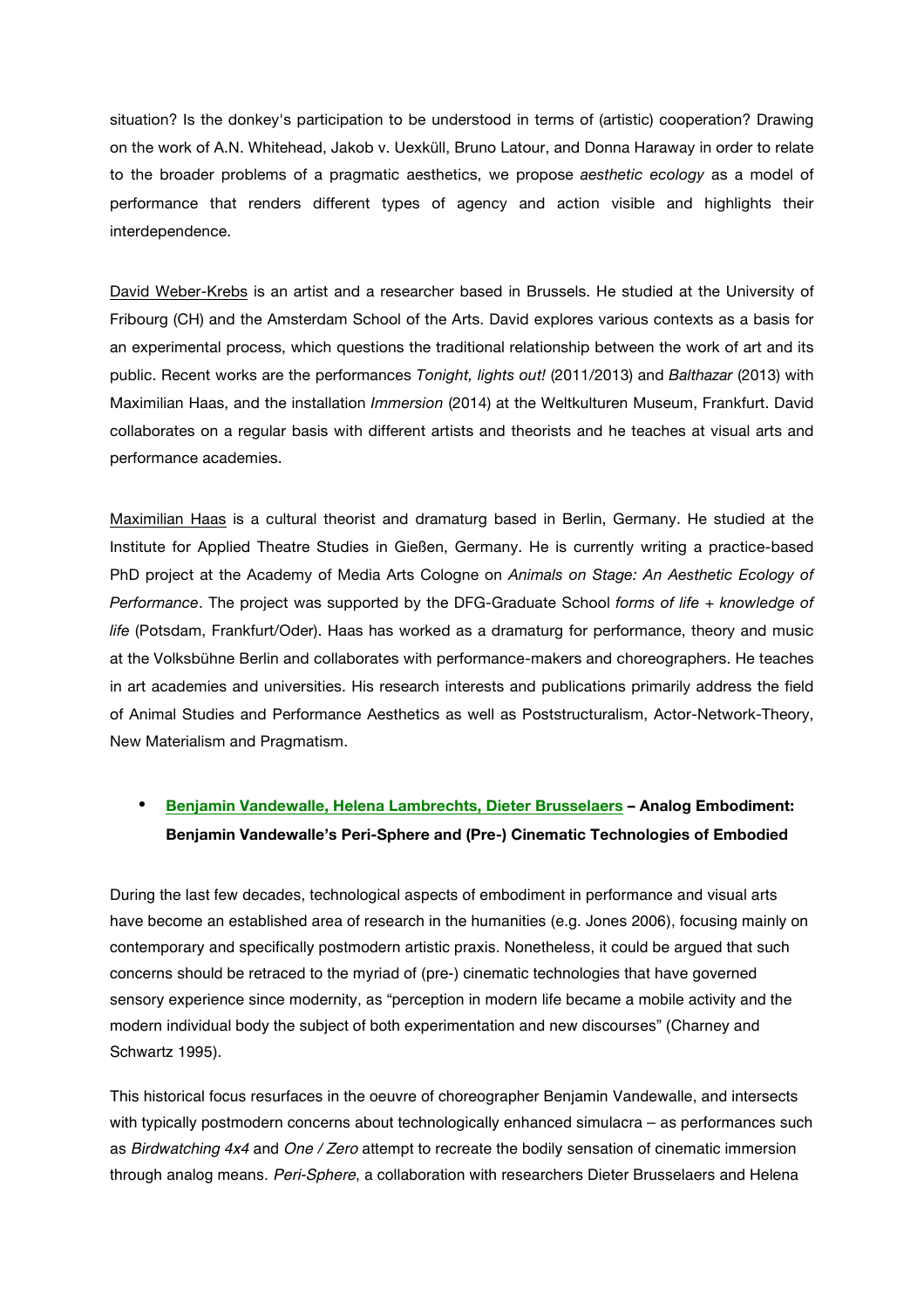situation? Is the donkey's participation to be understood in terms of (artistic) cooperation? Drawing on the work of A.N. Whitehead, Jakob v. Uexküll, Bruno Latour, and Donna Haraway in order to relate to the broader problems of a pragmatic aesthetics, we propose *aesthetic ecology* as a model of performance that renders different types of agency and action visible and highlights their interdependence.

David Weber-Krebs is an artist and a researcher based in Brussels. He studied at the University of Fribourg (CH) and the Amsterdam School of the Arts. David explores various contexts as a basis for an experimental process, which questions the traditional relationship between the work of art and its public. Recent works are the performances *Tonight, lights out!* (2011/2013) and *Balthazar* (2013) with Maximilian Haas, and the installation *Immersion* (2014) at the Weltkulturen Museum, Frankfurt. David collaborates on a regular basis with different artists and theorists and he teaches at visual arts and performance academies.

Maximilian Haas is a cultural theorist and dramaturg based in Berlin, Germany. He studied at the Institute for Applied Theatre Studies in Gießen, Germany. He is currently writing a practice-based PhD project at the Academy of Media Arts Cologne on *Animals on Stage: An Aesthetic Ecology of Performance*. The project was supported by the DFG-Graduate School *forms of life + knowledge of life* (Potsdam, Frankfurt/Oder). Haas has worked as a dramaturg for performance, theory and music at the Volksbühne Berlin and collaborates with performance-makers and choreographers. He teaches in art academies and universities. His research interests and publications primarily address the field of Animal Studies and Performance Aesthetics as well as Poststructuralism, Actor-Network-Theory, New Materialism and Pragmatism.

- **Benjamin Vandewalle, Helena Lambrechts, Dieter Brusselaers – Analog Embodiment: Benjamin Vandewalle's Peri-Sphere and (Pre-) Cinematic Technologies of Embodied**

During the last few decades, technological aspects of embodiment in performance and visual arts have become an established area of research in the humanities (e.g. Jones 2006), focusing mainly on contemporary and specifically postmodern artistic praxis. Nonetheless, it could be argued that such concerns should be retraced to the myriad of (pre-) cinematic technologies that have governed sensory experience since modernity, as "perception in modern life became a mobile activity and the modern individual body the subject of both experimentation and new discourses" (Charney and Schwartz 1995).

This historical focus resurfaces in the oeuvre of choreographer Benjamin Vandewalle, and intersects with typically postmodern concerns about technologically enhanced simulacra – as performances such as *Birdwatching 4x4* and *One / Zero* attempt to recreate the bodily sensation of cinematic immersion through analog means. *Peri-Sphere*, a collaboration with researchers Dieter Brusselaers and Helena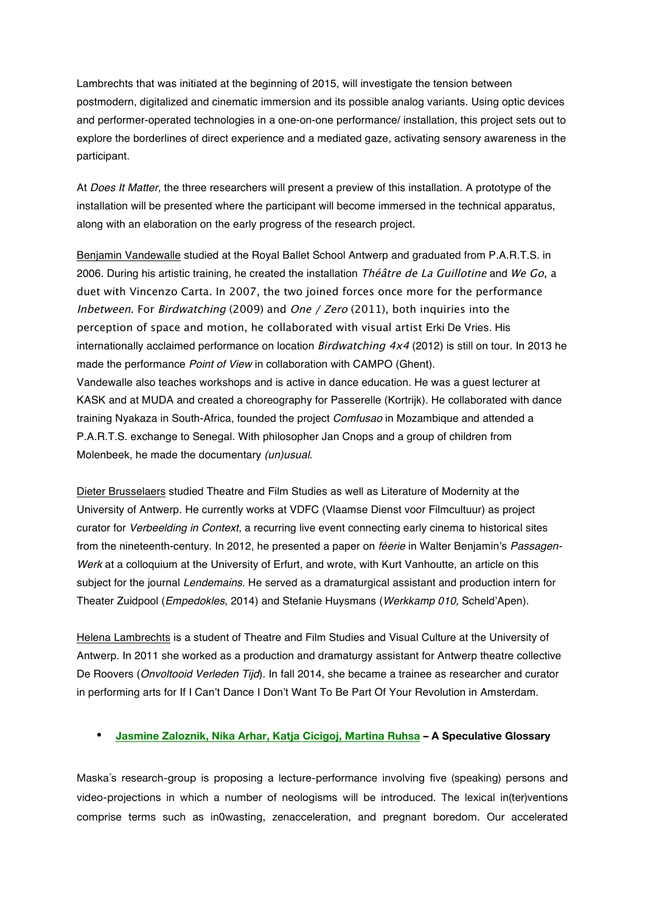Lambrechts that was initiated at the beginning of 2015, will investigate the tension between postmodern, digitalized and cinematic immersion and its possible analog variants. Using optic devices and performer-operated technologies in a one-on-one performance/ installation, this project sets out to explore the borderlines of direct experience and a mediated gaze, activating sensory awareness in the participant.

At *Does It Matter*, the three researchers will present a preview of this installation. A prototype of the installation will be presented where the participant will become immersed in the technical apparatus, along with an elaboration on the early progress of the research project.

Benjamin Vandewalle studied at the Royal Ballet School Antwerp and graduated from P.A.R.T.S. in 2006. During his artistic training, he created the installation *Théâtre de La Guillotine* and *We Go*, a duet with Vincenzo Carta. In 2007, the two joined forces once more for the performance *Inbetween*. For *Birdwatching* (2009) and *One / Zero* (2011), both inquiries into the perception of space and motion, he collaborated with visual artist Erki De Vries. His internationally acclaimed performance on location *Birdwatching 4x4* (2012) is still on tour. In 2013 he made the performance *Point of View* in collaboration with CAMPO (Ghent).
Vandewalle also teaches workshops and is active in dance education. He was a guest lecturer at KASK and at MUDA and created a choreography for Passerelle (Kortrijk). He collaborated with dance training Nyakaza in South-Africa, founded the project *Comfusao* in Mozambique and attended a P.A.R.T.S. exchange to Senegal. With philosopher Jan Cnops and a group of children from Molenbeek, he made the documentary *(un)usual*.

Dieter Brusselaers studied Theatre and Film Studies as well as Literature of Modernity at the University of Antwerp. He currently works at VDFC (Vlaamse Dienst voor Filmcultuur) as project curator for *Verbeelding in Context*, a recurring live event connecting early cinema to historical sites from the nineteenth-century. In 2012, he presented a paper on *féerie* in Walter Benjamin's *Passagen-Werk* at a colloquium at the University of Erfurt, and wrote, with Kurt Vanhoutte, an article on this subject for the journal *Lendemains*. He served as a dramaturgical assistant and production intern for Theater Zuidpool (*Empedokles*, 2014) and Stefanie Huysmans (*Werkkamp 010,* Scheld'Apen).

Helena Lambrechts is a student of Theatre and Film Studies and Visual Culture at the University of Antwerp. In 2011 she worked as a production and dramaturgy assistant for Antwerp theatre collective De Roovers (*Onvoltooid Verleden Tijd*). In fall 2014, she became a trainee as researcher and curator in performing arts for If I Can't Dance I Don't Want To Be Part Of Your Revolution in Amsterdam.

- **Jasmine Zaloznik, Nika Arhar, Katja Cicigoj, Martina Ruhsa – A Speculative Glossary**

Maska´s research-group is proposing a lecture-performance involving five (speaking) persons and video-projections in which a number of neologisms will be introduced. The lexical in(ter)ventions comprise terms such as in0wasting, zenacceleration, and pregnant boredom. Our accelerated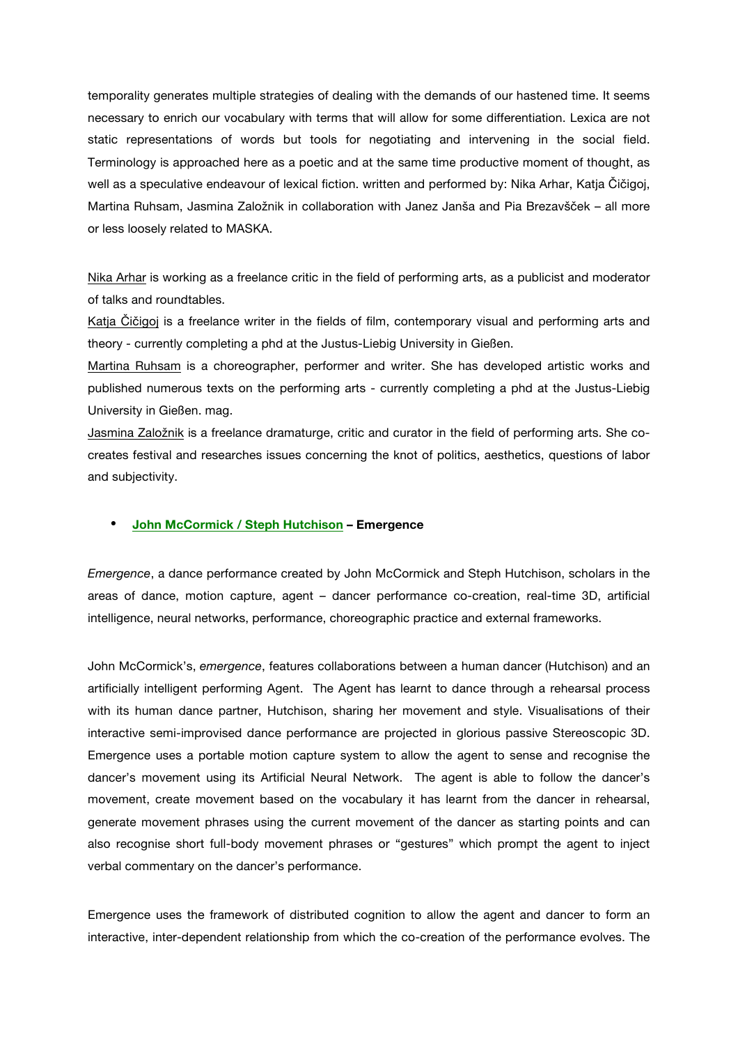temporality generates multiple strategies of dealing with the demands of our hastened time. It seems necessary to enrich our vocabulary with terms that will allow for some differentiation. Lexica are not static representations of words but tools for negotiating and intervening in the social field. Terminology is approached here as a poetic and at the same time productive moment of thought, as well as a speculative endeavour of lexical fiction. written and performed by: Nika Arhar, Katja Čičigoj, Martina Ruhsam, Jasmina Založnik in collaboration with Janez Janša and Pia Brezavšček – all more or less loosely related to MASKA.

Nika Arhar is working as a freelance critic in the field of performing arts, as a publicist and moderator of talks and roundtables.

Katja Čičigoj is a freelance writer in the fields of film, contemporary visual and performing arts and theory - currently completing a phd at the Justus-Liebig University in Gießen.

Martina Ruhsam is a choreographer, performer and writer. She has developed artistic works and published numerous texts on the performing arts - currently completing a phd at the Justus-Liebig University in Gießen. mag.

Jasmina Založnik is a freelance dramaturge, critic and curator in the field of performing arts. She co-creates festival and researches issues concerning the knot of politics, aesthetics, questions of labor and subjectivity.

- **John McCormick / Steph Hutchison – Emergence**

*Emergence*, a dance performance created by John McCormick and Steph Hutchison, scholars in the areas of dance, motion capture, agent – dancer performance co-creation, real-time 3D, artificial intelligence, neural networks, performance, choreographic practice and external frameworks.

John McCormick's, *emergence*, features collaborations between a human dancer (Hutchison) and an artificially intelligent performing Agent. The Agent has learnt to dance through a rehearsal process with its human dance partner, Hutchison, sharing her movement and style. Visualisations of their interactive semi-improvised dance performance are projected in glorious passive Stereoscopic 3D. Emergence uses a portable motion capture system to allow the agent to sense and recognise the dancer's movement using its Artificial Neural Network. The agent is able to follow the dancer's movement, create movement based on the vocabulary it has learnt from the dancer in rehearsal, generate movement phrases using the current movement of the dancer as starting points and can also recognise short full-body movement phrases or "gestures" which prompt the agent to inject verbal commentary on the dancer's performance.

Emergence uses the framework of distributed cognition to allow the agent and dancer to form an interactive, inter-dependent relationship from which the co-creation of the performance evolves. The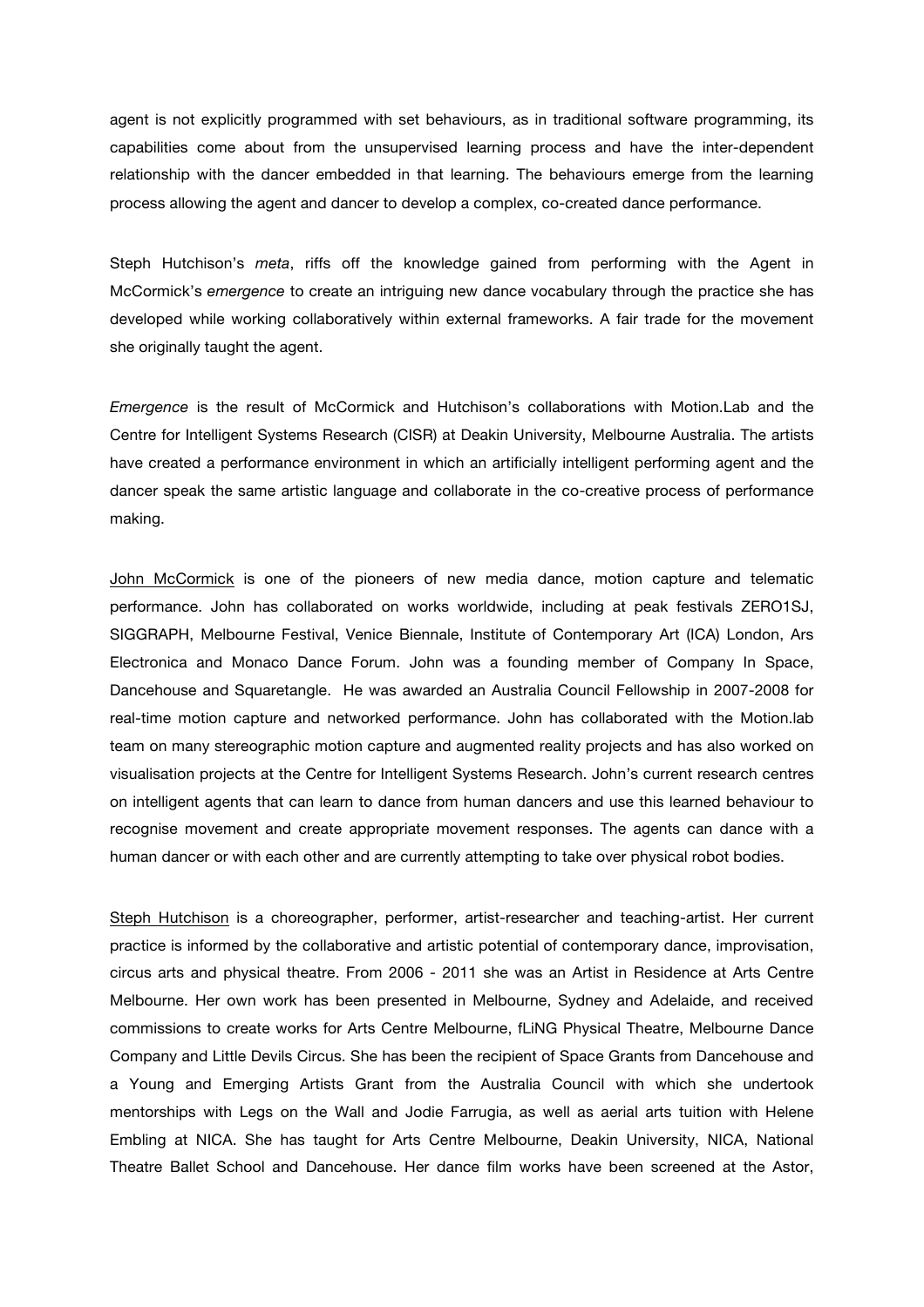agent is not explicitly programmed with set behaviours, as in traditional software programming, its capabilities come about from the unsupervised learning process and have the inter-dependent relationship with the dancer embedded in that learning. The behaviours emerge from the learning process allowing the agent and dancer to develop a complex, co-created dance performance.

Steph Hutchison's *meta*, riffs off the knowledge gained from performing with the Agent in McCormick's *emergence* to create an intriguing new dance vocabulary through the practice she has developed while working collaboratively within external frameworks. A fair trade for the movement she originally taught the agent.

*Emergence* is the result of McCormick and Hutchison's collaborations with Motion.Lab and the Centre for Intelligent Systems Research (CISR) at Deakin University, Melbourne Australia. The artists have created a performance environment in which an artificially intelligent performing agent and the dancer speak the same artistic language and collaborate in the co-creative process of performance making.

John McCormick is one of the pioneers of new media dance, motion capture and telematic performance. John has collaborated on works worldwide, including at peak festivals ZERO1SJ, SIGGRAPH, Melbourne Festival, Venice Biennale, Institute of Contemporary Art (ICA) London, Ars Electronica and Monaco Dance Forum. John was a founding member of Company In Space, Dancehouse and Squaretangle. He was awarded an Australia Council Fellowship in 2007-2008 for real-time motion capture and networked performance. John has collaborated with the Motion.lab team on many stereographic motion capture and augmented reality projects and has also worked on visualisation projects at the Centre for Intelligent Systems Research. John's current research centres on intelligent agents that can learn to dance from human dancers and use this learned behaviour to recognise movement and create appropriate movement responses. The agents can dance with a human dancer or with each other and are currently attempting to take over physical robot bodies.

Steph Hutchison is a choreographer, performer, artist-researcher and teaching-artist. Her current practice is informed by the collaborative and artistic potential of contemporary dance, improvisation, circus arts and physical theatre. From 2006 - 2011 she was an Artist in Residence at Arts Centre Melbourne. Her own work has been presented in Melbourne, Sydney and Adelaide, and received commissions to create works for Arts Centre Melbourne, fLiNG Physical Theatre, Melbourne Dance Company and Little Devils Circus. She has been the recipient of Space Grants from Dancehouse and a Young and Emerging Artists Grant from the Australia Council with which she undertook mentorships with Legs on the Wall and Jodie Farrugia, as well as aerial arts tuition with Helene Embling at NICA. She has taught for Arts Centre Melbourne, Deakin University, NICA, National Theatre Ballet School and Dancehouse. Her dance film works have been screened at the Astor,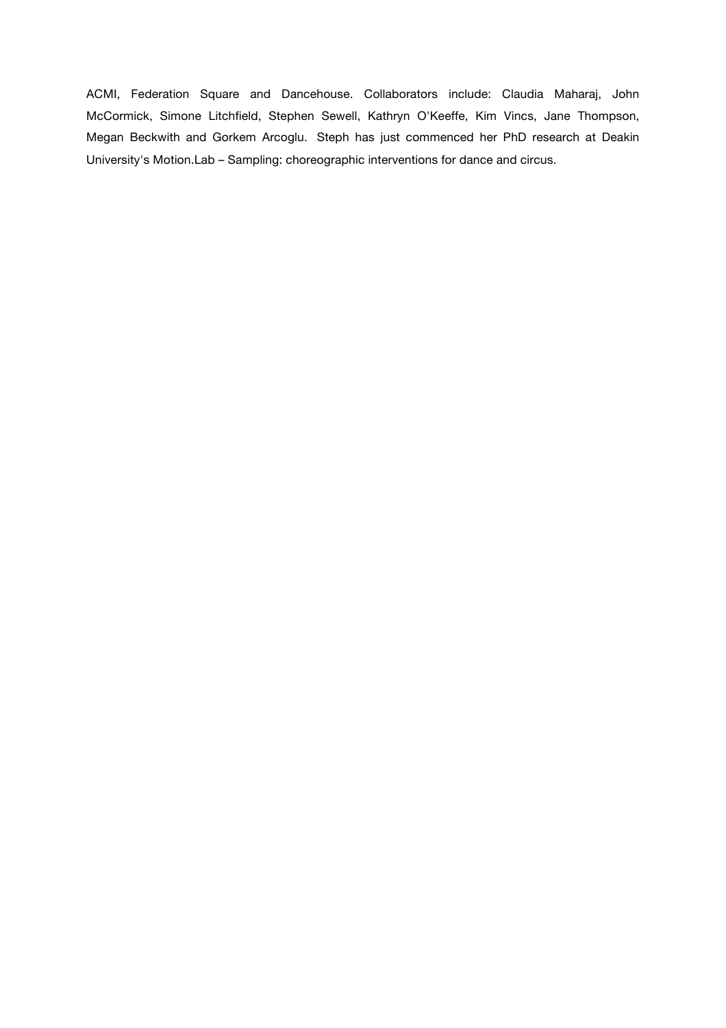ACMI, Federation Square and Dancehouse. Collaborators include: Claudia Maharaj, John McCormick, Simone Litchfield, Stephen Sewell, Kathryn O'Keeffe, Kim Vincs, Jane Thompson, Megan Beckwith and Gorkem Arcoglu. Steph has just commenced her PhD research at Deakin University's Motion.Lab – Sampling: choreographic interventions for dance and circus.